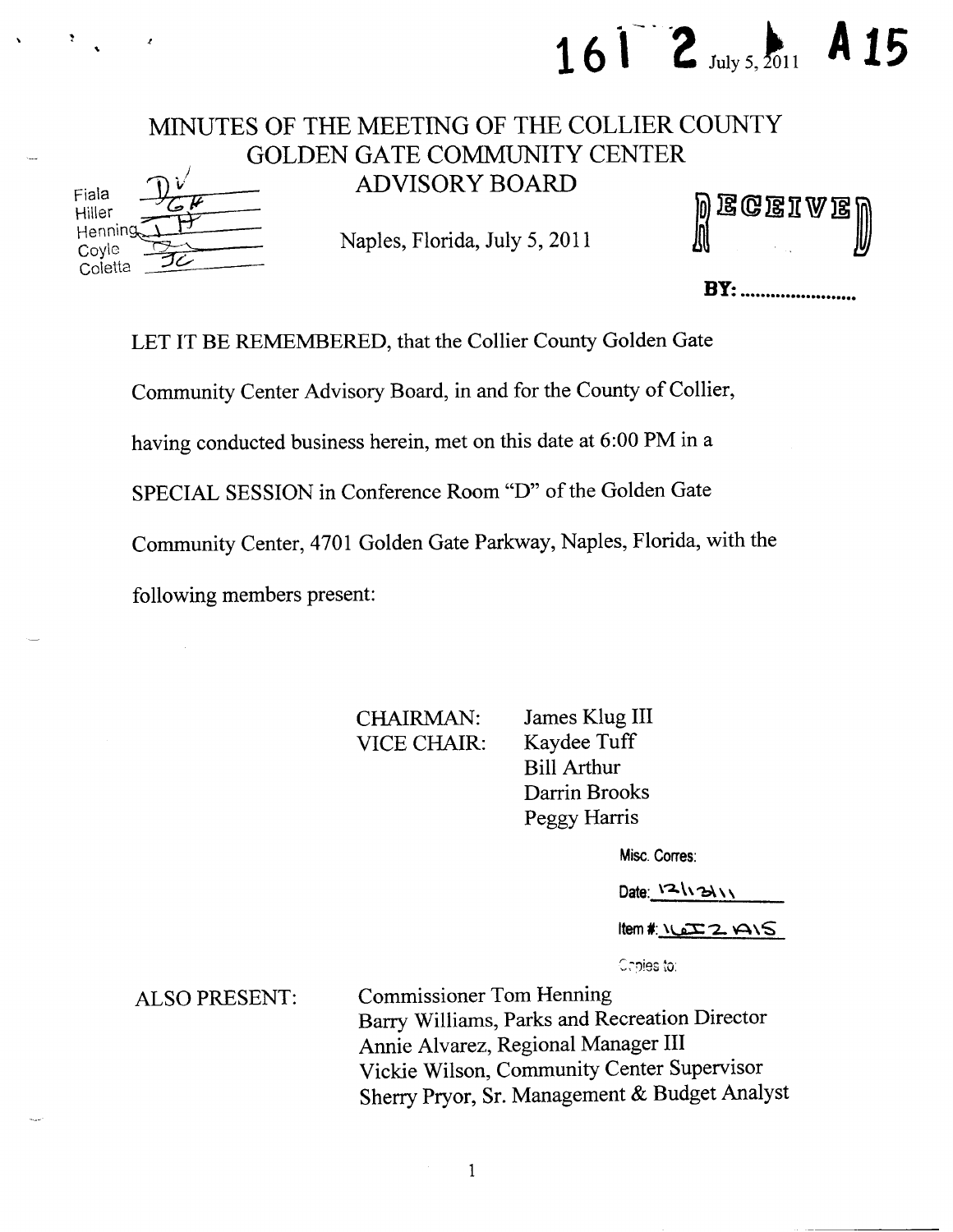16I 2 July 5, 2011 A15

# MINUTES OF THE MEETING OF THE COLLIER COUNTY GOLDEN GATE COMMUNITY CENTER ADVISORY BOARD

| | |
|---|---|
| Fiala | DV |
| Hiller | GH |
| Henning | TH |
| Coyle | |
| Coletta | JC |

Naples, Florida, July 5, 2011

RECEIVED

BY: ......................

LET IT BE REMEMBERED, that the Collier County Golden Gate Community Center Advisory Board, in and for the County of Collier, having conducted business herein, met on this date at 6:00 PM in a SPECIAL SESSION in Conference Room "D" of the Golden Gate Community Center, 4701 Golden Gate Parkway, Naples, Florida, with the following members present:

| | |
|---|---|
| CHAIRMAN: | James Klug III |
| VICE CHAIR: | Kaydee Tuff |
| | Bill Arthur |
| | Darrin Brooks |
| | Peggy Harris |

Misc. Corres:

Date: 12\13\11

Item #: 16I2 A15

Copies to:

ALSO PRESENT:
Commissioner Tom Henning
Barry Williams, Parks and Recreation Director
Annie Alvarez, Regional Manager III
Vickie Wilson, Community Center Supervisor
Sherry Pryor, Sr. Management & Budget Analyst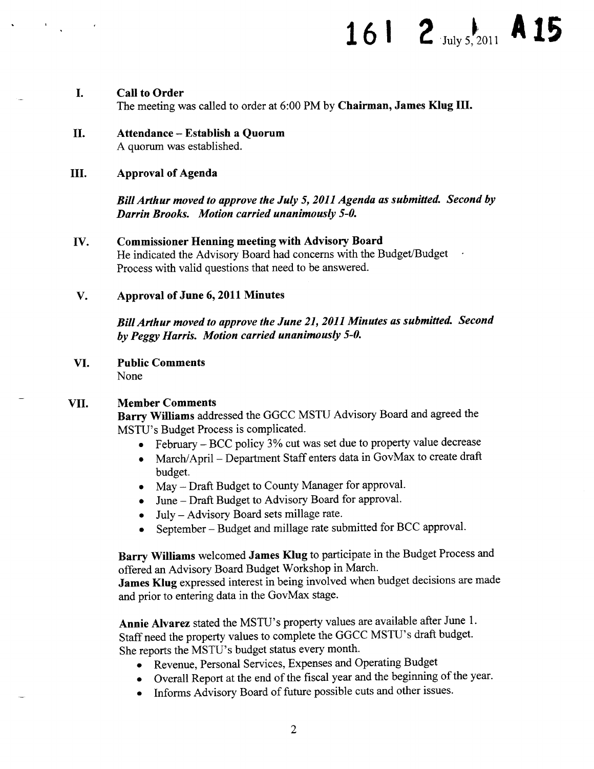## I. Call to Order

The meeting was called to order at 6:00 PM by **Chairman, James Klug III.**

## II. Attendance – Establish a Quorum

A quorum was established.

## III. Approval of Agenda

***Bill Arthur moved to approve the July 5, 2011 Agenda as submitted. Second by Darrin Brooks. Motion carried unanimously 5-0.***

## IV. Commissioner Henning meeting with Advisory Board

He indicated the Advisory Board had concerns with the Budget/Budget Process with valid questions that need to be answered.

## V. Approval of June 6, 2011 Minutes

***Bill Arthur moved to approve the June 21, 2011 Minutes as submitted. Second by Peggy Harris. Motion carried unanimously 5-0.***

## VI. Public Comments

None

## VII. Member Comments

**Barry Williams** addressed the GGCC MSTU Advisory Board and agreed the MSTU's Budget Process is complicated.

- February – BCC policy 3% cut was set due to property value decrease
- March/April – Department Staff enters data in GovMax to create draft budget.
- May – Draft Budget to County Manager for approval.
- June – Draft Budget to Advisory Board for approval.
- July – Advisory Board sets millage rate.
- September – Budget and millage rate submitted for BCC approval.

**Barry Williams** welcomed **James Klug** to participate in the Budget Process and offered an Advisory Board Budget Workshop in March.

**James Klug** expressed interest in being involved when budget decisions are made and prior to entering data in the GovMax stage.

**Annie Alvarez** stated the MSTU's property values are available after June 1. Staff need the property values to complete the GGCC MSTU's draft budget. She reports the MSTU's budget status every month.

- Revenue, Personal Services, Expenses and Operating Budget
- Overall Report at the end of the fiscal year and the beginning of the year.
- Informs Advisory Board of future possible cuts and other issues.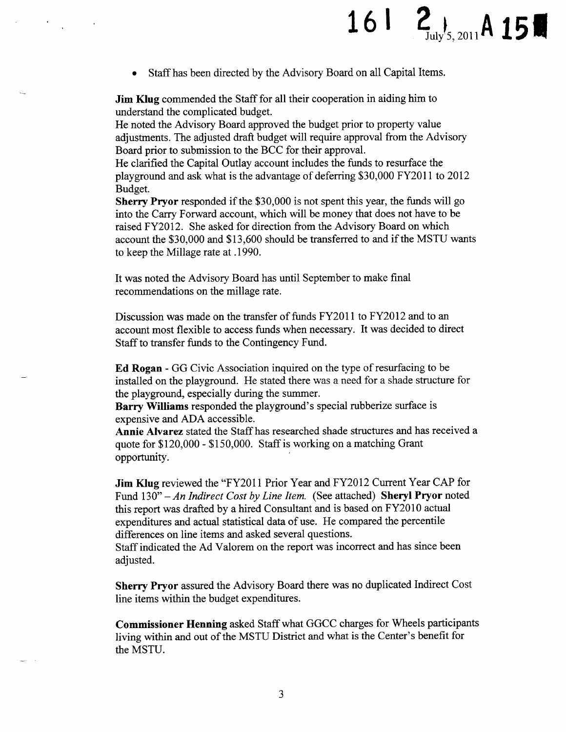- Staff has been directed by the Advisory Board on all Capital Items.

**Jim Klug** commended the Staff for all their cooperation in aiding him to understand the complicated budget.
He noted the Advisory Board approved the budget prior to property value adjustments. The adjusted draft budget will require approval from the Advisory Board prior to submission to the BCC for their approval.
He clarified the Capital Outlay account includes the funds to resurface the playground and ask what is the advantage of deferring $30,000 FY2011 to 2012 Budget.
**Sherry Pryor** responded if the $30,000 is not spent this year, the funds will go into the Carry Forward account, which will be money that does not have to be raised FY2012. She asked for direction from the Advisory Board on which account the $30,000 and $13,600 should be transferred to and if the MSTU wants to keep the Millage rate at .1990.

It was noted the Advisory Board has until September to make final recommendations on the millage rate.

Discussion was made on the transfer of funds FY2011 to FY2012 and to an account most flexible to access funds when necessary. It was decided to direct Staff to transfer funds to the Contingency Fund.

**Ed Rogan** - GG Civic Association inquired on the type of resurfacing to be installed on the playground. He stated there was a need for a shade structure for the playground, especially during the summer.
**Barry Williams** responded the playground's special rubberize surface is expensive and ADA accessible.
**Annie Alvarez** stated the Staff has researched shade structures and has received a quote for $120,000 - $150,000. Staff is working on a matching Grant opportunity.

**Jim Klug** reviewed the "FY2011 Prior Year and FY2012 Current Year CAP for Fund 130" – *An Indirect Cost by Line Item.* (See attached) **Sheryl Pryor** noted this report was drafted by a hired Consultant and is based on FY2010 actual expenditures and actual statistical data of use. He compared the percentile differences on line items and asked several questions.
Staff indicated the Ad Valorem on the report was incorrect and has since been adjusted.

**Sherry Pryor** assured the Advisory Board there was no duplicated Indirect Cost line items within the budget expenditures.

**Commissioner Henning** asked Staff what GGCC charges for Wheels participants living within and out of the MSTU District and what is the Center's benefit for the MSTU.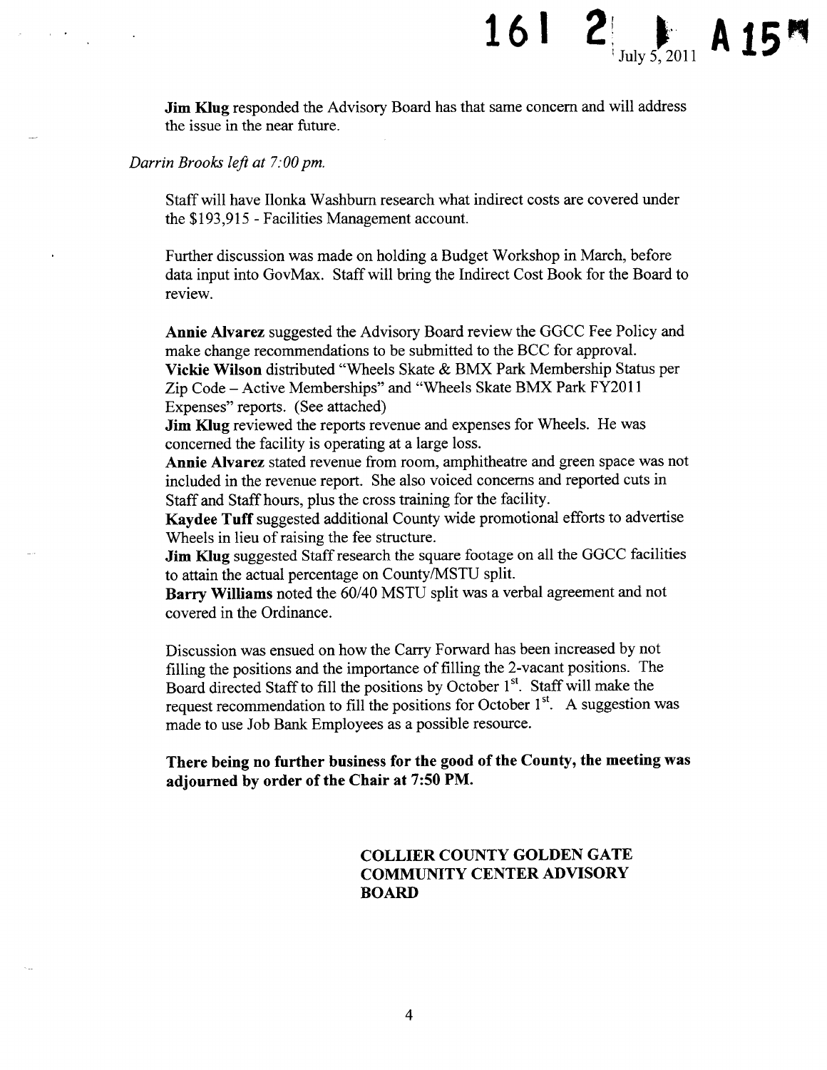Jim Klug responded the Advisory Board has that same concern and will address the issue in the near future.

*Darrin Brooks left at 7:00 pm.*

Staff will have Ilonka Washburn research what indirect costs are covered under the $193,915 - Facilities Management account.

Further discussion was made on holding a Budget Workshop in March, before data input into GovMax. Staff will bring the Indirect Cost Book for the Board to review.

**Annie Alvarez** suggested the Advisory Board review the GGCC Fee Policy and make change recommendations to be submitted to the BCC for approval.
**Vickie Wilson** distributed "Wheels Skate & BMX Park Membership Status per Zip Code – Active Memberships" and "Wheels Skate BMX Park FY2011 Expenses" reports. (See attached)
**Jim Klug** reviewed the reports revenue and expenses for Wheels. He was concerned the facility is operating at a large loss.
**Annie Alvarez** stated revenue from room, amphitheatre and green space was not included in the revenue report. She also voiced concerns and reported cuts in Staff and Staff hours, plus the cross training for the facility.
**Kaydee Tuff** suggested additional County wide promotional efforts to advertise Wheels in lieu of raising the fee structure.
**Jim Klug** suggested Staff research the square footage on all the GGCC facilities to attain the actual percentage on County/MSTU split.
**Barry Williams** noted the 60/40 MSTU split was a verbal agreement and not covered in the Ordinance.

Discussion was ensued on how the Carry Forward has been increased by not filling the positions and the importance of filling the 2-vacant positions. The Board directed Staff to fill the positions by October 1st. Staff will make the request recommendation to fill the positions for October 1st. A suggestion was made to use Job Bank Employees as a possible resource.

**There being no further business for the good of the County, the meeting was adjourned by order of the Chair at 7:50 PM.**

**COLLIER COUNTY GOLDEN GATE COMMUNITY CENTER ADVISORY BOARD**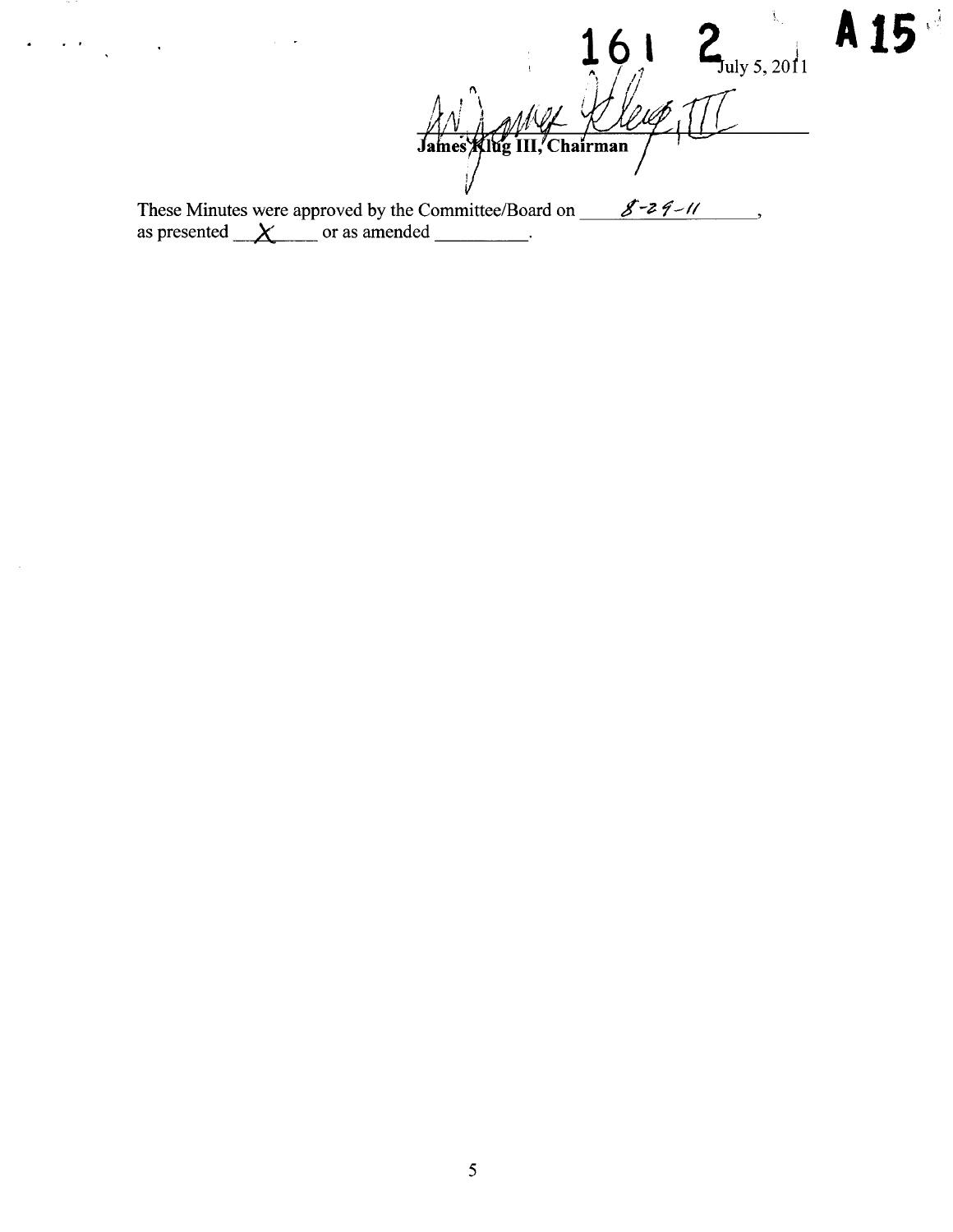161 2 July 5, 2011

A15

James Klug III, Chairman

These Minutes were approved by the Committee/Board on 8-29-11, as presented X or as amended ________.